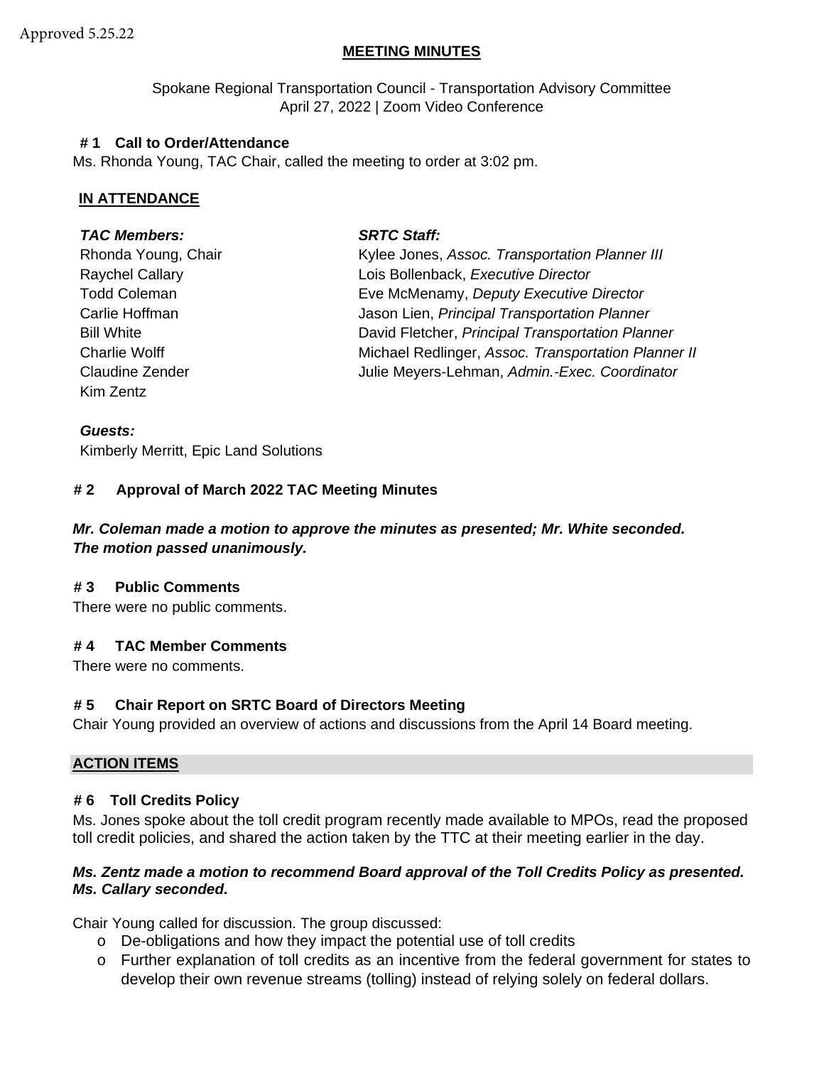Approved 5.25.22

# MEETING MINUTES

Spokane Regional Transportation Council - Transportation Advisory Committee
April 27, 2022 | Zoom Video Conference

## # 1 Call to Order/Attendance

Ms. Rhonda Young, TAC Chair, called the meeting to order at 3:02 pm.

### IN ATTENDANCE

**_TAC Members:_**
Rhonda Young, Chair
Raychel Callary
Todd Coleman
Carlie Hoffman
Bill White
Charlie Wolff
Claudine Zender
Kim Zentz

**_SRTC Staff:_**
Kylee Jones, *Assoc. Transportation Planner III*
Lois Bollenback, *Executive Director*
Eve McMenamy, *Deputy Executive Director*
Jason Lien, *Principal Transportation Planner*
David Fletcher, *Principal Transportation Planner*
Michael Redlinger, *Assoc. Transportation Planner II*
Julie Meyers-Lehman, *Admin.-Exec. Coordinator*

**_Guests:_**
Kimberly Merritt, Epic Land Solutions

## # 2 Approval of March 2022 TAC Meeting Minutes

***Mr. Coleman made a motion to approve the minutes as presented; Mr. White seconded. The motion passed unanimously.***

## # 3 Public Comments

There were no public comments.

## # 4 TAC Member Comments

There were no comments.

## # 5 Chair Report on SRTC Board of Directors Meeting

Chair Young provided an overview of actions and discussions from the April 14 Board meeting.

## ACTION ITEMS

## # 6 Toll Credits Policy

Ms. Jones spoke about the toll credit program recently made available to MPOs, read the proposed toll credit policies, and shared the action taken by the TTC at their meeting earlier in the day.

***Ms. Zentz made a motion to recommend Board approval of the Toll Credits Policy as presented. Ms. Callary seconded.***

Chair Young called for discussion. The group discussed:

- De-obligations and how they impact the potential use of toll credits
- Further explanation of toll credits as an incentive from the federal government for states to develop their own revenue streams (tolling) instead of relying solely on federal dollars.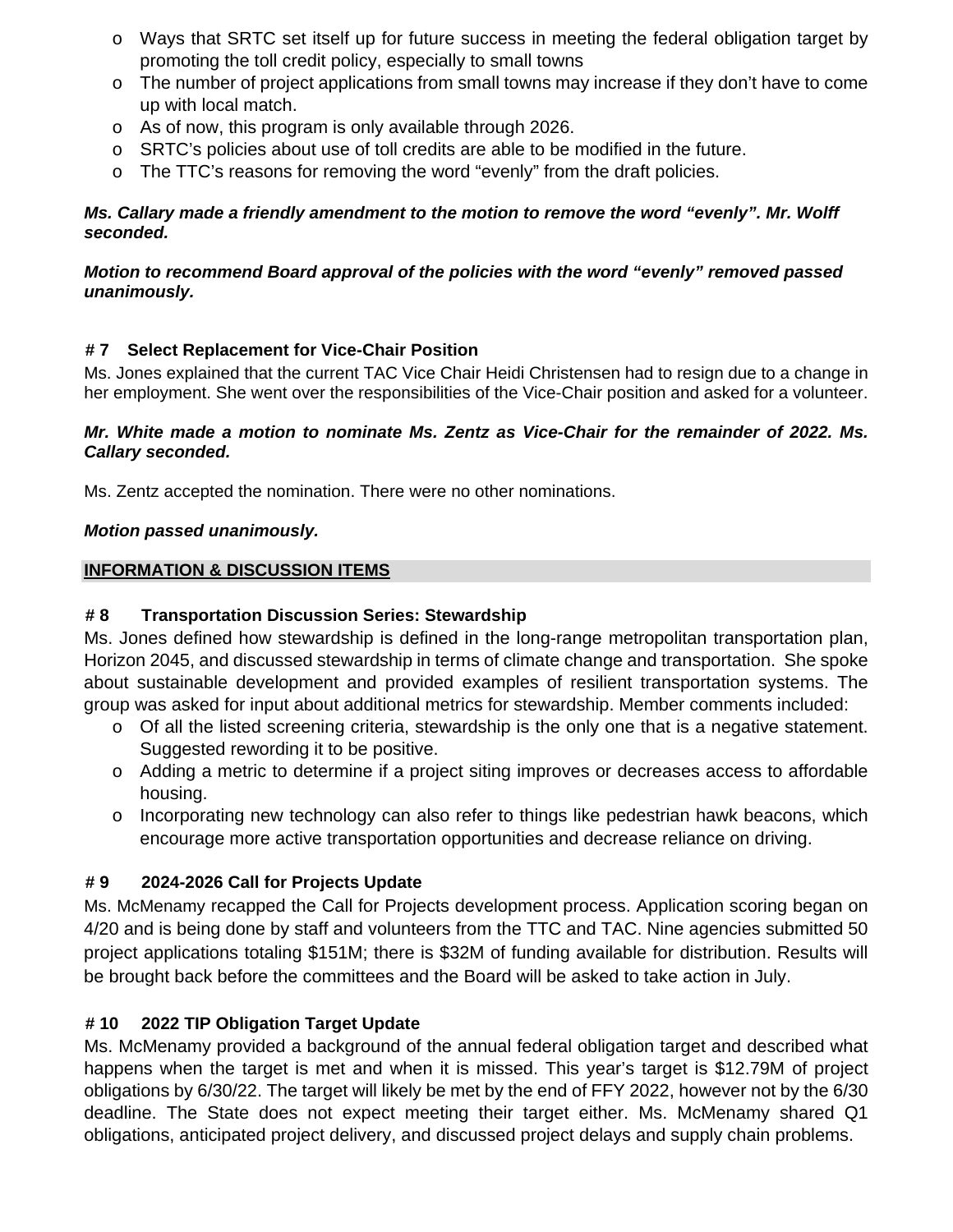- Ways that SRTC set itself up for future success in meeting the federal obligation target by promoting the toll credit policy, especially to small towns
- The number of project applications from small towns may increase if they don't have to come up with local match.
- As of now, this program is only available through 2026.
- SRTC's policies about use of toll credits are able to be modified in the future.
- The TTC's reasons for removing the word "evenly" from the draft policies.

***Ms. Callary made a friendly amendment to the motion to remove the word "evenly". Mr. Wolff seconded.***

***Motion to recommend Board approval of the policies with the word "evenly" removed passed unanimously.***

**# 7 Select Replacement for Vice-Chair Position**

Ms. Jones explained that the current TAC Vice Chair Heidi Christensen had to resign due to a change in her employment. She went over the responsibilities of the Vice-Chair position and asked for a volunteer.

***Mr. White made a motion to nominate Ms. Zentz as Vice-Chair for the remainder of 2022. Ms. Callary seconded.***

Ms. Zentz accepted the nomination. There were no other nominations.

***Motion passed unanimously.***

**INFORMATION & DISCUSSION ITEMS**

**# 8 Transportation Discussion Series: Stewardship**

Ms. Jones defined how stewardship is defined in the long-range metropolitan transportation plan, Horizon 2045, and discussed stewardship in terms of climate change and transportation. She spoke about sustainable development and provided examples of resilient transportation systems. The group was asked for input about additional metrics for stewardship. Member comments included:

- Of all the listed screening criteria, stewardship is the only one that is a negative statement. Suggested rewording it to be positive.
- Adding a metric to determine if a project siting improves or decreases access to affordable housing.
- Incorporating new technology can also refer to things like pedestrian hawk beacons, which encourage more active transportation opportunities and decrease reliance on driving.

**# 9 2024-2026 Call for Projects Update**

Ms. McMenamy recapped the Call for Projects development process. Application scoring began on 4/20 and is being done by staff and volunteers from the TTC and TAC. Nine agencies submitted 50 project applications totaling $151M; there is $32M of funding available for distribution. Results will be brought back before the committees and the Board will be asked to take action in July.

**# 10 2022 TIP Obligation Target Update**

Ms. McMenamy provided a background of the annual federal obligation target and described what happens when the target is met and when it is missed. This year's target is $12.79M of project obligations by 6/30/22. The target will likely be met by the end of FFY 2022, however not by the 6/30 deadline. The State does not expect meeting their target either. Ms. McMenamy shared Q1 obligations, anticipated project delivery, and discussed project delays and supply chain problems.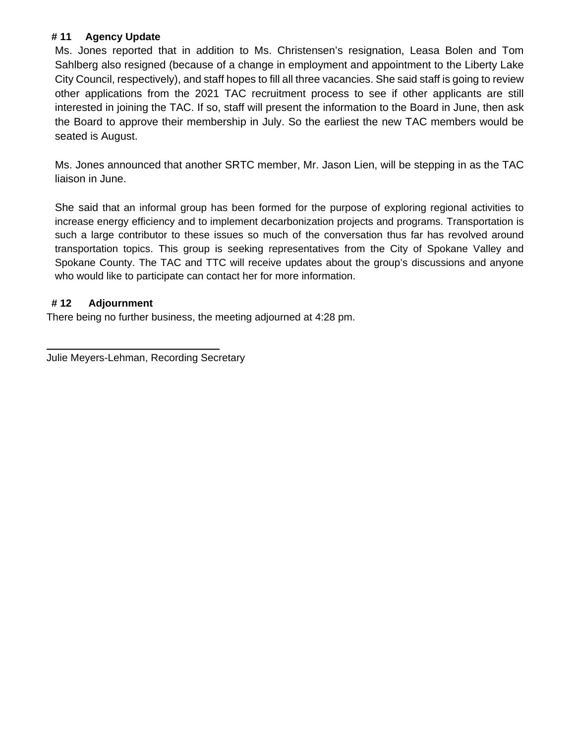**# 11 Agency Update**

Ms. Jones reported that in addition to Ms. Christensen's resignation, Leasa Bolen and Tom Sahlberg also resigned (because of a change in employment and appointment to the Liberty Lake City Council, respectively), and staff hopes to fill all three vacancies. She said staff is going to review other applications from the 2021 TAC recruitment process to see if other applicants are still interested in joining the TAC. If so, staff will present the information to the Board in June, then ask the Board to approve their membership in July. So the earliest the new TAC members would be seated is August.

Ms. Jones announced that another SRTC member, Mr. Jason Lien, will be stepping in as the TAC liaison in June.

She said that an informal group has been formed for the purpose of exploring regional activities to increase energy efficiency and to implement decarbonization projects and programs. Transportation is such a large contributor to these issues so much of the conversation thus far has revolved around transportation topics. This group is seeking representatives from the City of Spokane Valley and Spokane County. The TAC and TTC will receive updates about the group's discussions and anyone who would like to participate can contact her for more information.

**# 12 Adjournment**

There being no further business, the meeting adjourned at 4:28 pm.

\_\_\_\_\_\_\_\_\_\_\_\_\_\_\_\_\_\_\_\_\_\_\_\_\_\_\_\_\_\_

Julie Meyers-Lehman, Recording Secretary